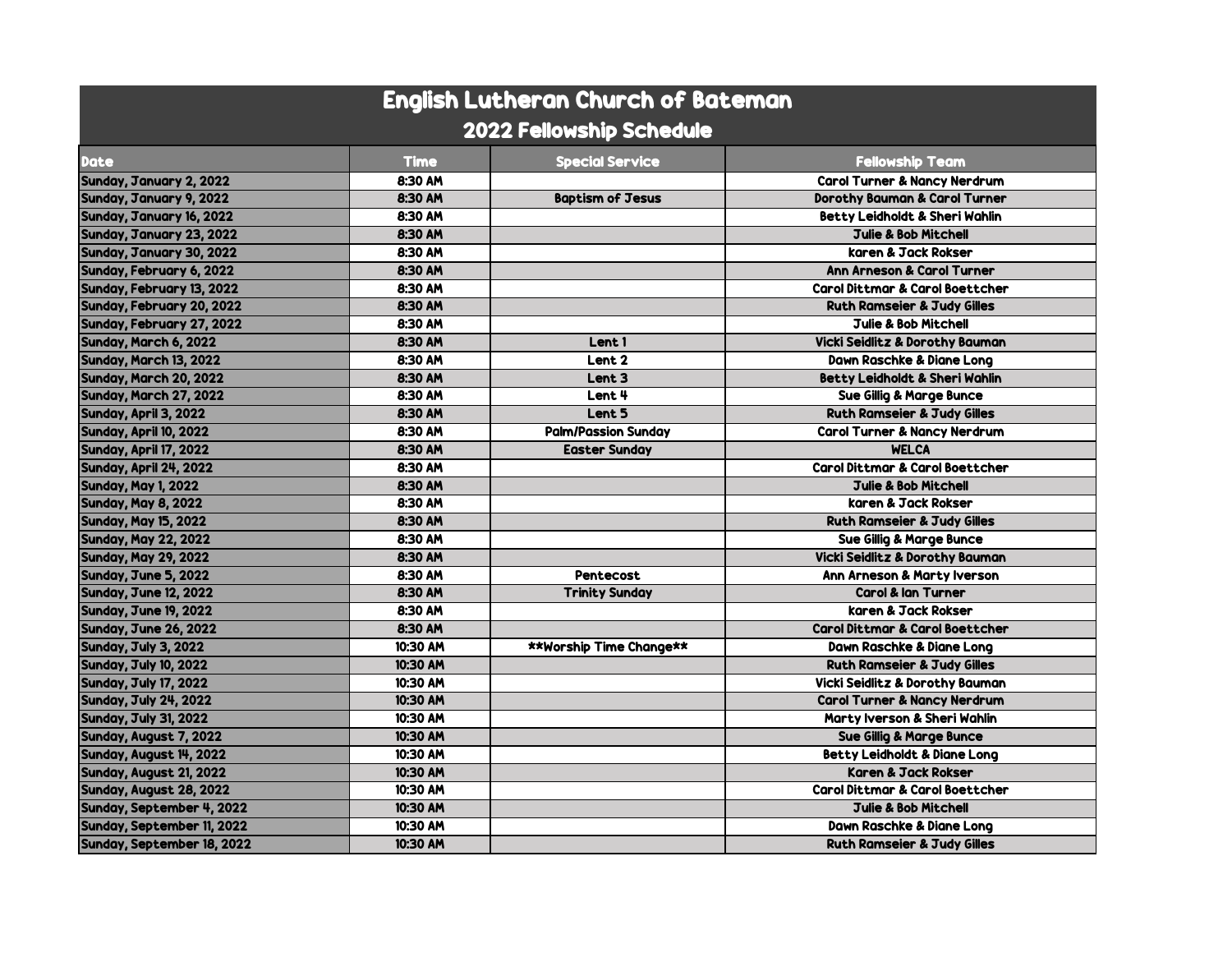# English Lutheran Church of Bateman

## 2022 Fellowship Schedule

| Date | Time | Special Service | Fellowship Team |
| --- | --- | --- | --- |
| Sunday, January 2, 2022 | 8:30 AM | | Carol Turner & Nancy Nerdrum |
| Sunday, January 9, 2022 | 8:30 AM | Baptism of Jesus | Dorothy Bauman & Carol Turner |
| Sunday, January 16, 2022 | 8:30 AM | | Betty Leidholdt & Sheri Wahlin |
| Sunday, January 23, 2022 | 8:30 AM | | Julie & Bob Mitchell |
| Sunday, January 30, 2022 | 8:30 AM | | karen & Jack Rokser |
| Sunday, February 6, 2022 | 8:30 AM | | Ann Arneson & Carol Turner |
| Sunday, February 13, 2022 | 8:30 AM | | Carol Dittmar & Carol Boettcher |
| Sunday, February 20, 2022 | 8:30 AM | | Ruth Ramseier & Judy Gilles |
| Sunday, February 27, 2022 | 8:30 AM | | Julie & Bob Mitchell |
| Sunday, March 6, 2022 | 8:30 AM | Lent 1 | Vicki Seidlitz & Dorothy Bauman |
| Sunday, March 13, 2022 | 8:30 AM | Lent 2 | Dawn Raschke & Diane Long |
| Sunday, March 20, 2022 | 8:30 AM | Lent 3 | Betty Leidholdt & Sheri Wahlin |
| Sunday, March 27, 2022 | 8:30 AM | Lent 4 | Sue Gillig & Marge Bunce |
| Sunday, April 3, 2022 | 8:30 AM | Lent 5 | Ruth Ramseier & Judy Gilles |
| Sunday, April 10, 2022 | 8:30 AM | Palm/Passion Sunday | Carol Turner & Nancy Nerdrum |
| Sunday, April 17, 2022 | 8:30 AM | Easter Sunday | WELCA |
| Sunday, April 24, 2022 | 8:30 AM | | Carol Dittmar & Carol Boettcher |
| Sunday, May 1, 2022 | 8:30 AM | | Julie & Bob Mitchell |
| Sunday, May 8, 2022 | 8:30 AM | | karen & Jack Rokser |
| Sunday, May 15, 2022 | 8:30 AM | | Ruth Ramseier & Judy Gilles |
| Sunday, May 22, 2022 | 8:30 AM | | Sue Gillig & Marge Bunce |
| Sunday, May 29, 2022 | 8:30 AM | | Vicki Seidlitz & Dorothy Bauman |
| Sunday, June 5, 2022 | 8:30 AM | Pentecost | Ann Arneson & Marty Iverson |
| Sunday, June 12, 2022 | 8:30 AM | Trinity Sunday | Carol & Ian Turner |
| Sunday, June 19, 2022 | 8:30 AM | | karen & Jack Rokser |
| Sunday, June 26, 2022 | 8:30 AM | | Carol Dittmar & Carol Boettcher |
| Sunday, July 3, 2022 | 10:30 AM | **Worship Time Change** | Dawn Raschke & Diane Long |
| Sunday, July 10, 2022 | 10:30 AM | | Ruth Ramseier & Judy Gilles |
| Sunday, July 17, 2022 | 10:30 AM | | Vicki Seidlitz & Dorothy Bauman |
| Sunday, July 24, 2022 | 10:30 AM | | Carol Turner & Nancy Nerdrum |
| Sunday, July 31, 2022 | 10:30 AM | | Marty Iverson & Sheri Wahlin |
| Sunday, August 7, 2022 | 10:30 AM | | Sue Gillig & Marge Bunce |
| Sunday, August 14, 2022 | 10:30 AM | | Betty Leidholdt & Diane Long |
| Sunday, August 21, 2022 | 10:30 AM | | Karen & Jack Rokser |
| Sunday, August 28, 2022 | 10:30 AM | | Carol Dittmar & Carol Boettcher |
| Sunday, September 4, 2022 | 10:30 AM | | Julie & Bob Mitchell |
| Sunday, September 11, 2022 | 10:30 AM | | Dawn Raschke & Diane Long |
| Sunday, September 18, 2022 | 10:30 AM | | Ruth Ramseier & Judy Gilles |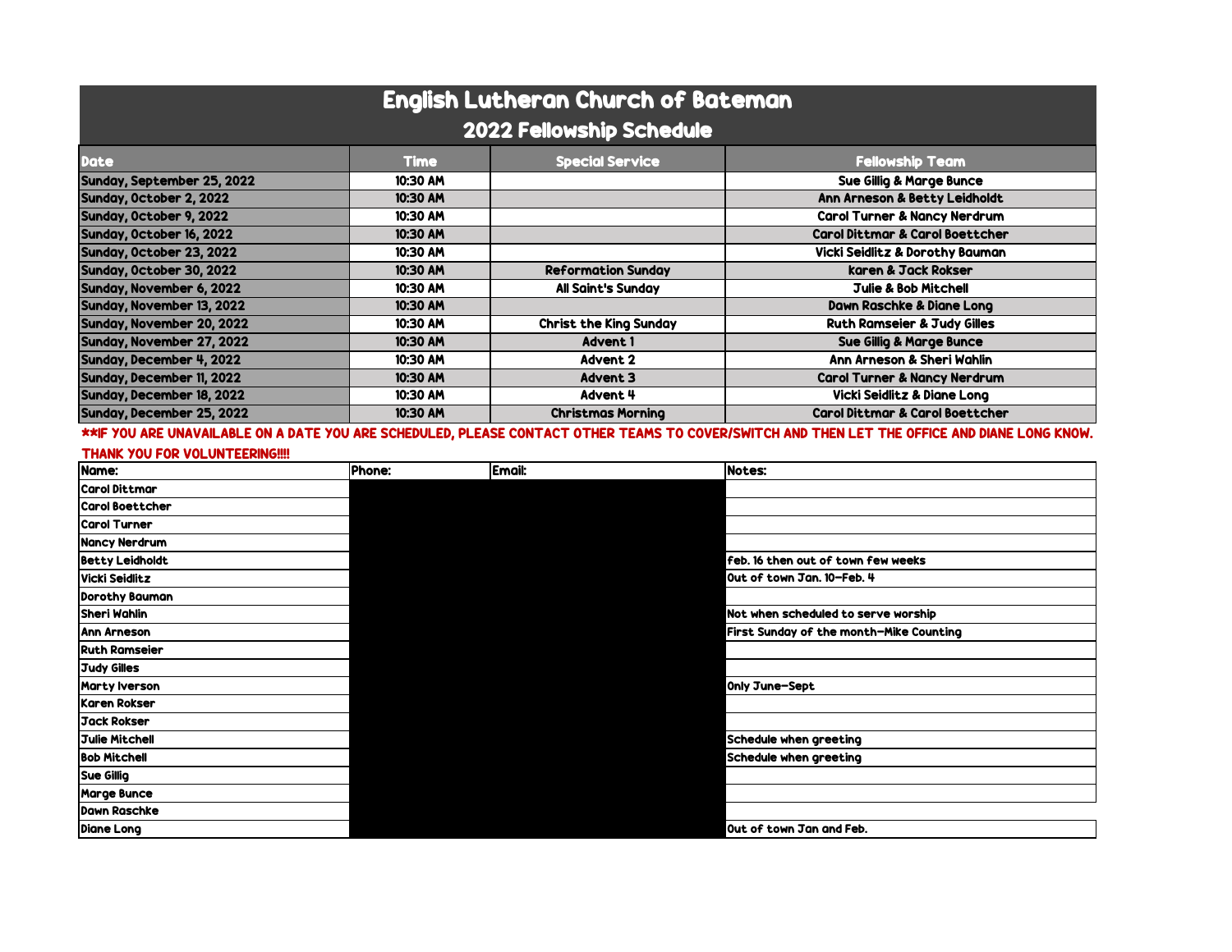# English Lutheran Church of Bateman

## 2022 Fellowship Schedule

| Date | Time | Special Service | Fellowship Team |
|---|---|---|---|
| Sunday, September 25, 2022 | 10:30 AM | | Sue Gillig & Marge Bunce |
| Sunday, October 2, 2022 | 10:30 AM | | Ann Arneson & Betty Leidholdt |
| Sunday, October 9, 2022 | 10:30 AM | | Carol Turner & Nancy Nerdrum |
| Sunday, October 16, 2022 | 10:30 AM | | Carol Dittmar & Carol Boettcher |
| Sunday, October 23, 2022 | 10:30 AM | | Vicki Seidlitz & Dorothy Bauman |
| Sunday, October 30, 2022 | 10:30 AM | Reformation Sunday | karen & Jack Rokser |
| Sunday, November 6, 2022 | 10:30 AM | All Saint's Sunday | Julie & Bob Mitchell |
| Sunday, November 13, 2022 | 10:30 AM | | Dawn Raschke & Diane Long |
| Sunday, November 20, 2022 | 10:30 AM | Christ the King Sunday | Ruth Ramseier & Judy Gilles |
| Sunday, November 27, 2022 | 10:30 AM | Advent 1 | Sue Gillig & Marge Bunce |
| Sunday, December 4, 2022 | 10:30 AM | Advent 2 | Ann Arneson & Sheri Wahlin |
| Sunday, December 11, 2022 | 10:30 AM | Advent 3 | Carol Turner & Nancy Nerdrum |
| Sunday, December 18, 2022 | 10:30 AM | Advent 4 | Vicki Seidlitz & Diane Long |
| Sunday, December 25, 2022 | 10:30 AM | Christmas Morning | Carol Dittmar & Carol Boettcher |

**IF YOU ARE UNAVAILABLE ON A DATE YOU ARE SCHEDULED, PLEASE CONTACT OTHER TEAMS TO COVER/SWITCH AND THEN LET THE OFFICE AND DIANE LONG KNOW. THANK YOU FOR VOLUNTEERING!!!!**

| Name: | Phone: | Email: | Notes: |
|---|---|---|---|
| Carol Dittmar | | | |
| Carol Boettcher | | | |
| Carol Turner | | | |
| Nancy Nerdrum | | | |
| Betty Leidholdt | | | feb. 16 then out of town few weeks |
| Vicki Seidlitz | | | Out of town Jan. 10-Feb. 4 |
| Dorothy Bauman | | | |
| Sheri Wahlin | | | Not when scheduled to serve worship |
| Ann Arneson | | | First Sunday of the month-Mike Counting |
| Ruth Ramseier | | | |
| Judy Gilles | | | |
| Marty Iverson | | | Only June-Sept |
| Karen Rokser | | | |
| Jack Rokser | | | |
| Julie Mitchell | | | Schedule when greeting |
| Bob Mitchell | | | Schedule when greeting |
| Sue Gillig | | | |
| Marge Bunce | | | |
| Dawn Raschke | | | |
| Diane Long | | | Out of town Jan and Feb. |